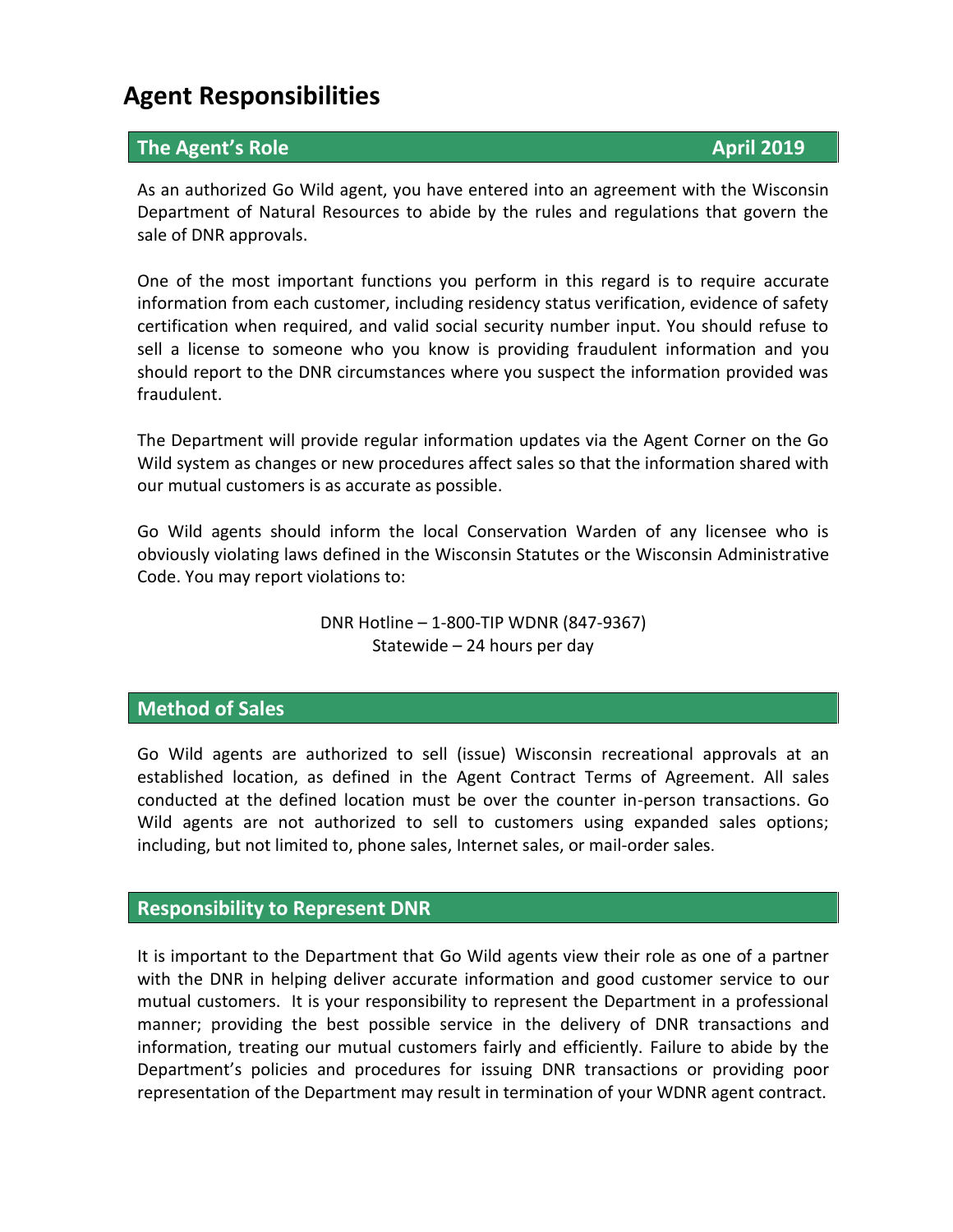# Agent Responsibilities

## The Agent's Role — April 2019

As an authorized Go Wild agent, you have entered into an agreement with the Wisconsin Department of Natural Resources to abide by the rules and regulations that govern the sale of DNR approvals.

One of the most important functions you perform in this regard is to require accurate information from each customer, including residency status verification, evidence of safety certification when required, and valid social security number input. You should refuse to sell a license to someone who you know is providing fraudulent information and you should report to the DNR circumstances where you suspect the information provided was fraudulent.

The Department will provide regular information updates via the Agent Corner on the Go Wild system as changes or new procedures affect sales so that the information shared with our mutual customers is as accurate as possible.

Go Wild agents should inform the local Conservation Warden of any licensee who is obviously violating laws defined in the Wisconsin Statutes or the Wisconsin Administrative Code. You may report violations to:

DNR Hotline – 1-800-TIP WDNR (847-9367)
Statewide – 24 hours per day

## Method of Sales

Go Wild agents are authorized to sell (issue) Wisconsin recreational approvals at an established location, as defined in the Agent Contract Terms of Agreement. All sales conducted at the defined location must be over the counter in-person transactions. Go Wild agents are not authorized to sell to customers using expanded sales options; including, but not limited to, phone sales, Internet sales, or mail-order sales.

## Responsibility to Represent DNR

It is important to the Department that Go Wild agents view their role as one of a partner with the DNR in helping deliver accurate information and good customer service to our mutual customers. It is your responsibility to represent the Department in a professional manner; providing the best possible service in the delivery of DNR transactions and information, treating our mutual customers fairly and efficiently. Failure to abide by the Department's policies and procedures for issuing DNR transactions or providing poor representation of the Department may result in termination of your WDNR agent contract.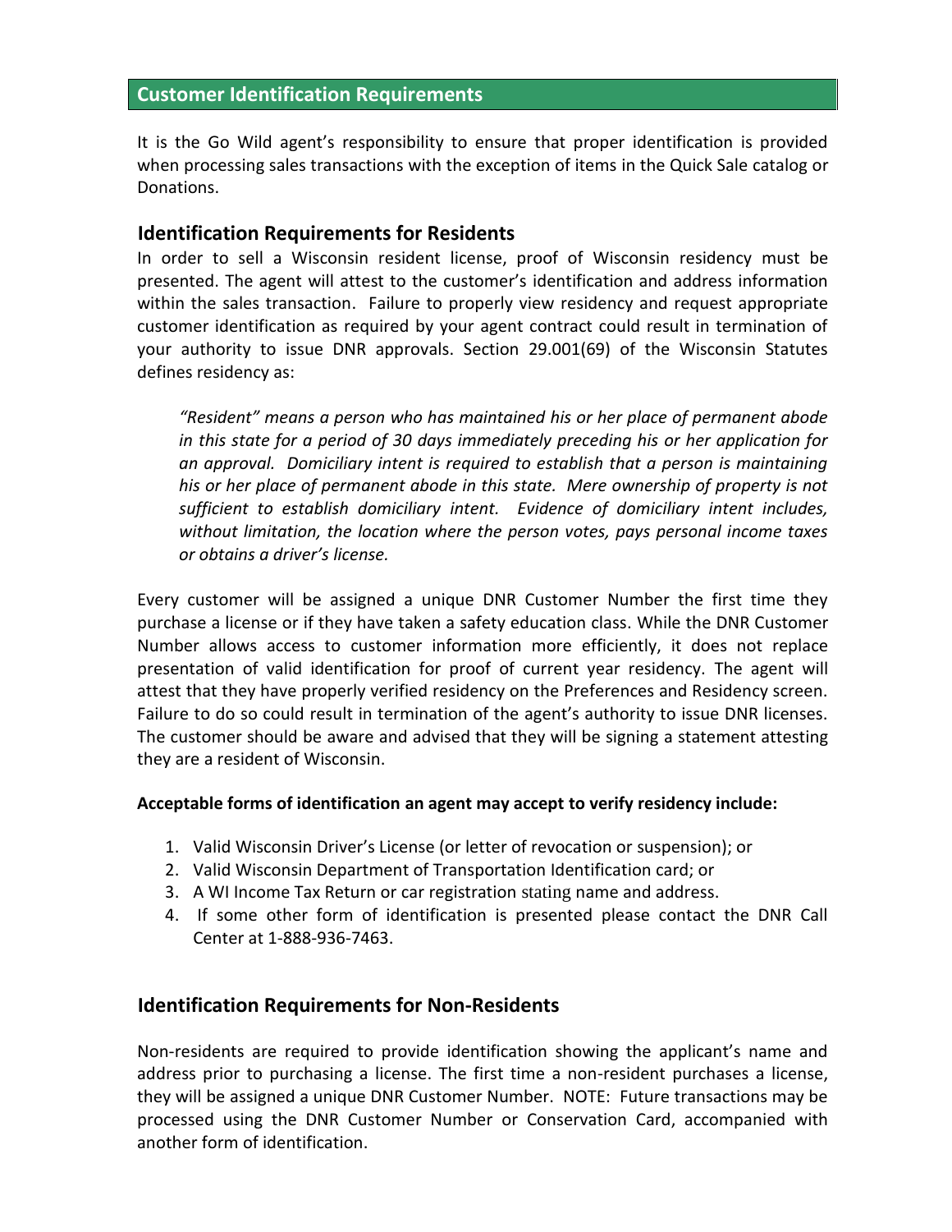## Customer Identification Requirements

It is the Go Wild agent's responsibility to ensure that proper identification is provided when processing sales transactions with the exception of items in the Quick Sale catalog or Donations.

### Identification Requirements for Residents

In order to sell a Wisconsin resident license, proof of Wisconsin residency must be presented. The agent will attest to the customer's identification and address information within the sales transaction. Failure to properly view residency and request appropriate customer identification as required by your agent contract could result in termination of your authority to issue DNR approvals. Section 29.001(69) of the Wisconsin Statutes defines residency as:

> *"Resident" means a person who has maintained his or her place of permanent abode in this state for a period of 30 days immediately preceding his or her application for an approval. Domiciliary intent is required to establish that a person is maintaining his or her place of permanent abode in this state. Mere ownership of property is not sufficient to establish domiciliary intent. Evidence of domiciliary intent includes, without limitation, the location where the person votes, pays personal income taxes or obtains a driver's license.*

Every customer will be assigned a unique DNR Customer Number the first time they purchase a license or if they have taken a safety education class. While the DNR Customer Number allows access to customer information more efficiently, it does not replace presentation of valid identification for proof of current year residency. The agent will attest that they have properly verified residency on the Preferences and Residency screen. Failure to do so could result in termination of the agent's authority to issue DNR licenses. The customer should be aware and advised that they will be signing a statement attesting they are a resident of Wisconsin.

**Acceptable forms of identification an agent may accept to verify residency include:**

1. Valid Wisconsin Driver's License (or letter of revocation or suspension); or
2. Valid Wisconsin Department of Transportation Identification card; or
3. A WI Income Tax Return or car registration stating name and address.
4. If some other form of identification is presented please contact the DNR Call Center at 1-888-936-7463.

### Identification Requirements for Non-Residents

Non-residents are required to provide identification showing the applicant's name and address prior to purchasing a license. The first time a non-resident purchases a license, they will be assigned a unique DNR Customer Number. NOTE: Future transactions may be processed using the DNR Customer Number or Conservation Card, accompanied with another form of identification.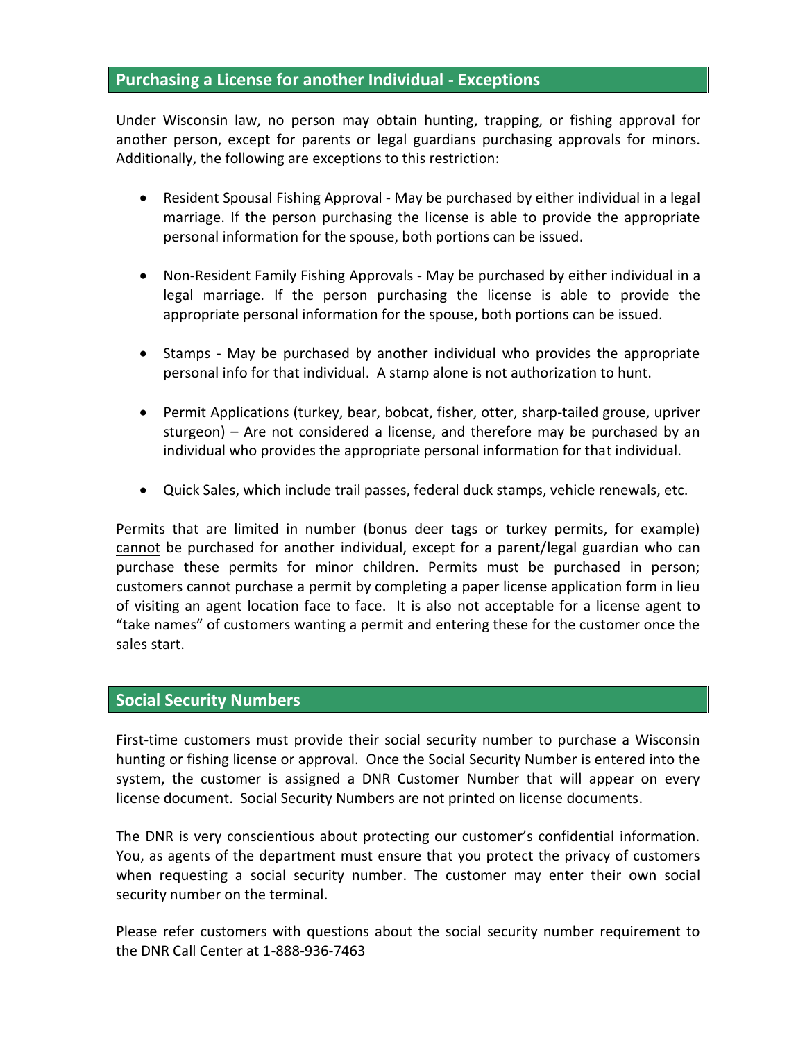## Purchasing a License for another Individual - Exceptions

Under Wisconsin law, no person may obtain hunting, trapping, or fishing approval for another person, except for parents or legal guardians purchasing approvals for minors. Additionally, the following are exceptions to this restriction:

- Resident Spousal Fishing Approval - May be purchased by either individual in a legal marriage. If the person purchasing the license is able to provide the appropriate personal information for the spouse, both portions can be issued.

- Non-Resident Family Fishing Approvals - May be purchased by either individual in a legal marriage. If the person purchasing the license is able to provide the appropriate personal information for the spouse, both portions can be issued.

- Stamps - May be purchased by another individual who provides the appropriate personal info for that individual. A stamp alone is not authorization to hunt.

- Permit Applications (turkey, bear, bobcat, fisher, otter, sharp-tailed grouse, upriver sturgeon) – Are not considered a license, and therefore may be purchased by an individual who provides the appropriate personal information for that individual.

- Quick Sales, which include trail passes, federal duck stamps, vehicle renewals, etc.

Permits that are limited in number (bonus deer tags or turkey permits, for example) <u>cannot</u> be purchased for another individual, except for a parent/legal guardian who can purchase these permits for minor children. Permits must be purchased in person; customers cannot purchase a permit by completing a paper license application form in lieu of visiting an agent location face to face. It is also <u>not</u> acceptable for a license agent to "take names" of customers wanting a permit and entering these for the customer once the sales start.

## Social Security Numbers

First-time customers must provide their social security number to purchase a Wisconsin hunting or fishing license or approval. Once the Social Security Number is entered into the system, the customer is assigned a DNR Customer Number that will appear on every license document. Social Security Numbers are not printed on license documents.

The DNR is very conscientious about protecting our customer's confidential information. You, as agents of the department must ensure that you protect the privacy of customers when requesting a social security number. The customer may enter their own social security number on the terminal.

Please refer customers with questions about the social security number requirement to the DNR Call Center at 1-888-936-7463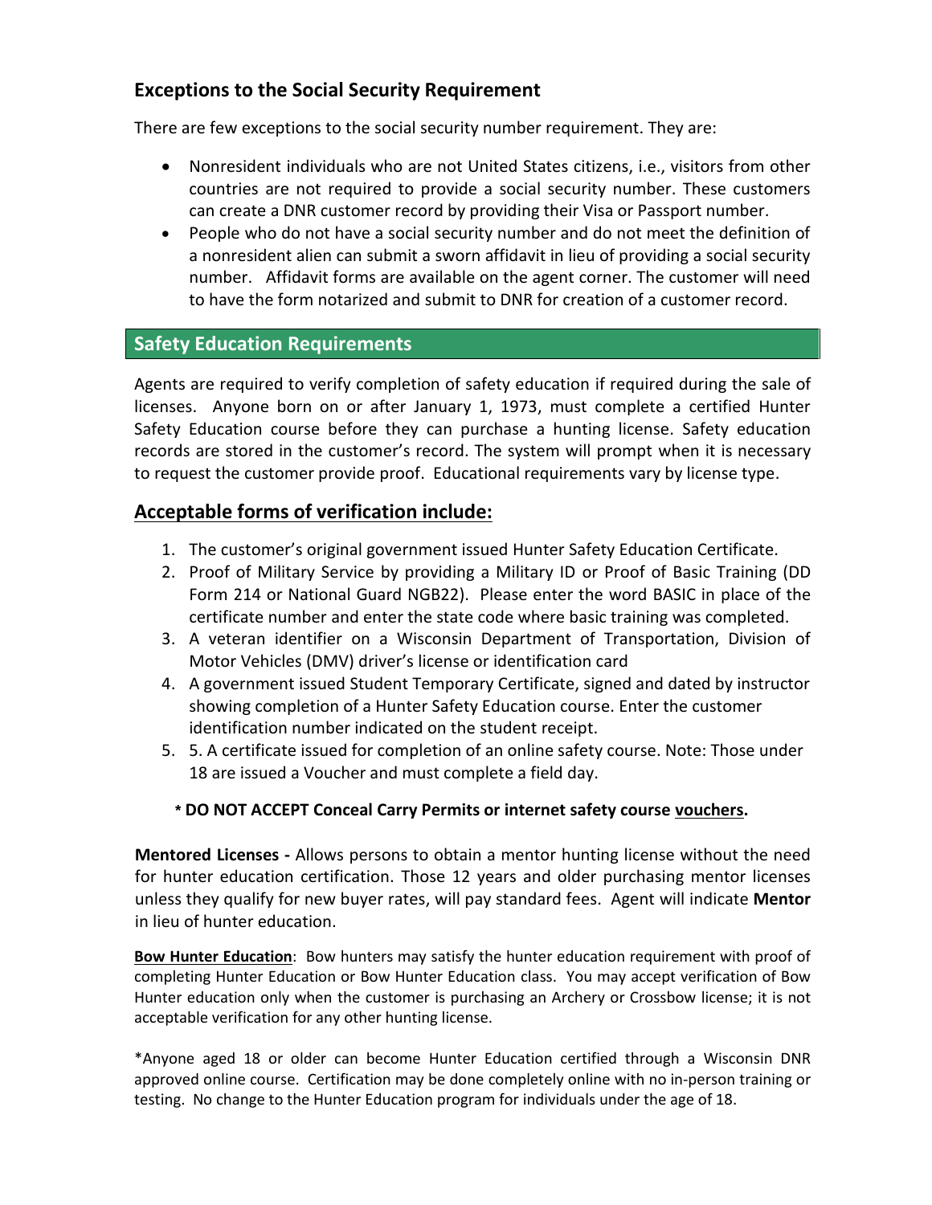## Exceptions to the Social Security Requirement

There are few exceptions to the social security number requirement. They are:

- Nonresident individuals who are not United States citizens, i.e., visitors from other countries are not required to provide a social security number. These customers can create a DNR customer record by providing their Visa or Passport number.
- People who do not have a social security number and do not meet the definition of a nonresident alien can submit a sworn affidavit in lieu of providing a social security number. Affidavit forms are available on the agent corner. The customer will need to have the form notarized and submit to DNR for creation of a customer record.

## Safety Education Requirements

Agents are required to verify completion of safety education if required during the sale of licenses. Anyone born on or after January 1, 1973, must complete a certified Hunter Safety Education course before they can purchase a hunting license. Safety education records are stored in the customer's record. The system will prompt when it is necessary to request the customer provide proof. Educational requirements vary by license type.

## Acceptable forms of verification include:

1. The customer's original government issued Hunter Safety Education Certificate.
2. Proof of Military Service by providing a Military ID or Proof of Basic Training (DD Form 214 or National Guard NGB22). Please enter the word BASIC in place of the certificate number and enter the state code where basic training was completed.
3. A veteran identifier on a Wisconsin Department of Transportation, Division of Motor Vehicles (DMV) driver's license or identification card
4. A government issued Student Temporary Certificate, signed and dated by instructor showing completion of a Hunter Safety Education course. Enter the customer identification number indicated on the student receipt.
5. 5. A certificate issued for completion of an online safety course. Note: Those under 18 are issued a Voucher and must complete a field day.

**\* DO NOT ACCEPT Conceal Carry Permits or internet safety course <u>vouchers</u>.**

**Mentored Licenses -** Allows persons to obtain a mentor hunting license without the need for hunter education certification. Those 12 years and older purchasing mentor licenses unless they qualify for new buyer rates, will pay standard fees. Agent will indicate **Mentor** in lieu of hunter education.

**<u>Bow Hunter Education</u>**: Bow hunters may satisfy the hunter education requirement with proof of completing Hunter Education or Bow Hunter Education class. You may accept verification of Bow Hunter education only when the customer is purchasing an Archery or Crossbow license; it is not acceptable verification for any other hunting license.

*Anyone aged 18 or older can become Hunter Education certified through a Wisconsin DNR approved online course. Certification may be done completely online with no in-person training or testing. No change to the Hunter Education program for individuals under the age of 18.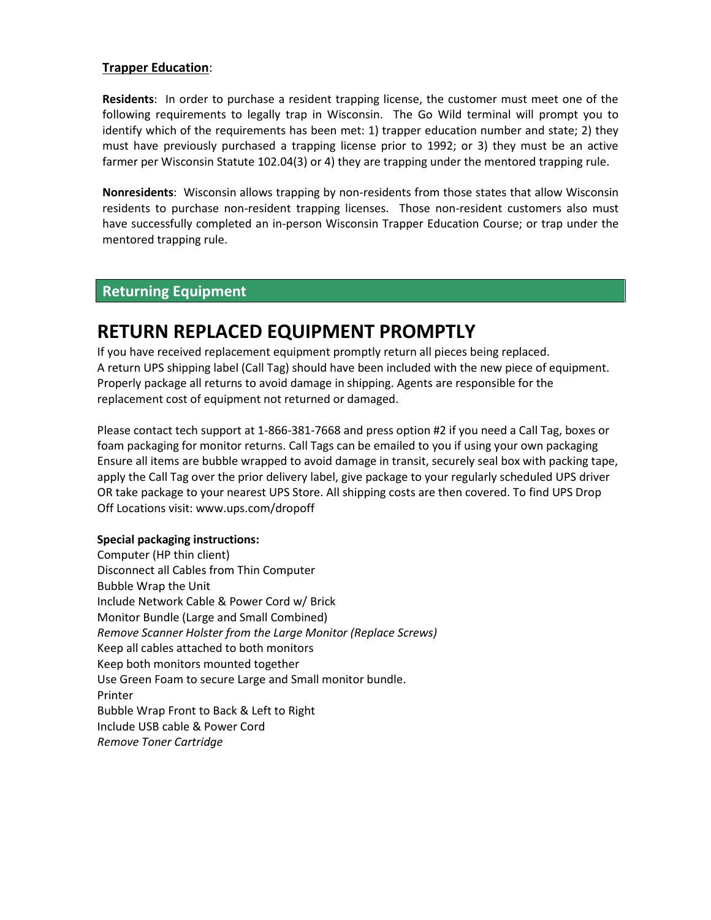**Trapper Education**:

**Residents**: In order to purchase a resident trapping license, the customer must meet one of the following requirements to legally trap in Wisconsin. The Go Wild terminal will prompt you to identify which of the requirements has been met: 1) trapper education number and state; 2) they must have previously purchased a trapping license prior to 1992; or 3) they must be an active farmer per Wisconsin Statute 102.04(3) or 4) they are trapping under the mentored trapping rule.

**Nonresidents**: Wisconsin allows trapping by non-residents from those states that allow Wisconsin residents to purchase non-resident trapping licenses. Those non-resident customers also must have successfully completed an in-person Wisconsin Trapper Education Course; or trap under the mentored trapping rule.

## Returning Equipment

# RETURN REPLACED EQUIPMENT PROMPTLY

If you have received replacement equipment promptly return all pieces being replaced.
A return UPS shipping label (Call Tag) should have been included with the new piece of equipment. Properly package all returns to avoid damage in shipping. Agents are responsible for the replacement cost of equipment not returned or damaged.

Please contact tech support at 1-866-381-7668 and press option #2 if you need a Call Tag, boxes or foam packaging for monitor returns. Call Tags can be emailed to you if using your own packaging Ensure all items are bubble wrapped to avoid damage in transit, securely seal box with packing tape, apply the Call Tag over the prior delivery label, give package to your regularly scheduled UPS driver OR take package to your nearest UPS Store. All shipping costs are then covered. To find UPS Drop Off Locations visit: www.ups.com/dropoff

**Special packaging instructions:**

Computer (HP thin client)
Disconnect all Cables from Thin Computer
Bubble Wrap the Unit
Include Network Cable & Power Cord w/ Brick
Monitor Bundle (Large and Small Combined)
*Remove Scanner Holster from the Large Monitor (Replace Screws)*
Keep all cables attached to both monitors
Keep both monitors mounted together
Use Green Foam to secure Large and Small monitor bundle.
Printer
Bubble Wrap Front to Back & Left to Right
Include USB cable & Power Cord
*Remove Toner Cartridge*